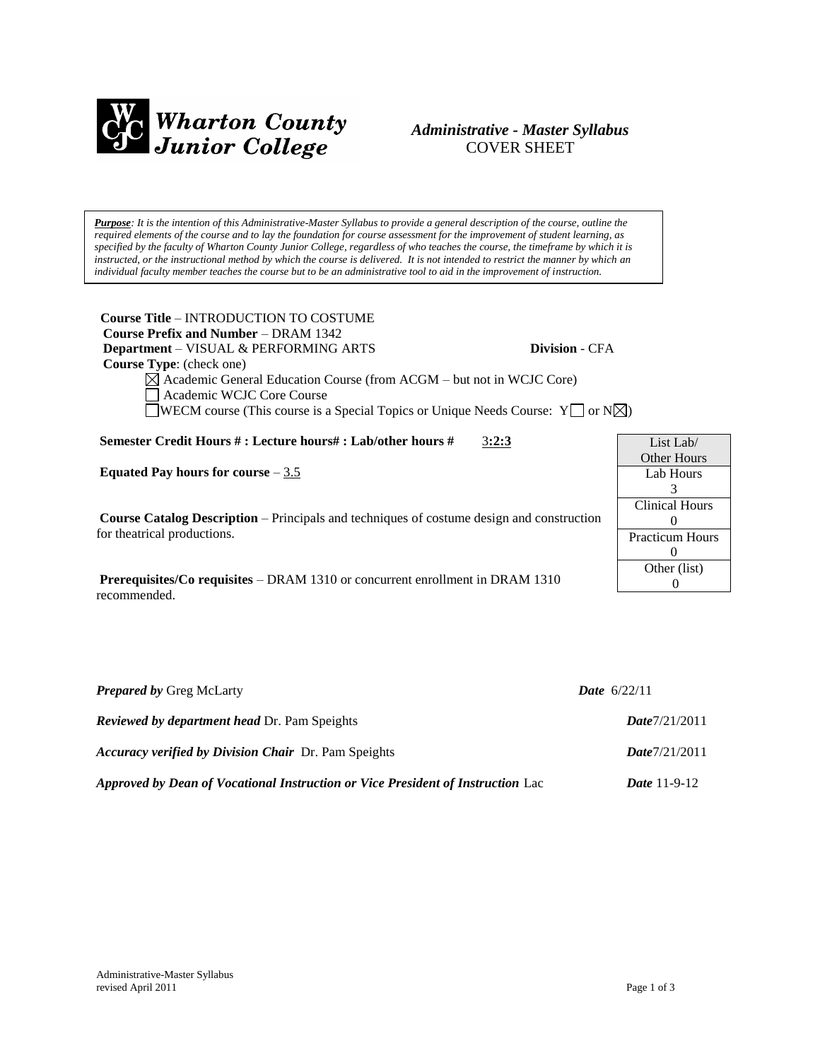Wharton County Junior College

# *Administrative - Master Syllabus*

COVER SHEET

***Purpose**: It is the intention of this Administrative-Master Syllabus to provide a general description of the course, outline the required elements of the course and to lay the foundation for course assessment for the improvement of student learning, as specified by the faculty of Wharton County Junior College, regardless of who teaches the course, the timeframe by which it is instructed, or the instructional method by which the course is delivered. It is not intended to restrict the manner by which an individual faculty member teaches the course but to be an administrative tool to aid in the improvement of instruction.*

**Course Title** – INTRODUCTION TO COSTUME
**Course Prefix and Number** – DRAM 1342
**Department** – VISUAL & PERFORMING ARTS **Division** - CFA
**Course Type**: (check one)

- ☒ Academic General Education Course (from ACGM – but not in WCJC Core)
- ☐ Academic WCJC Core Course
- ☐ WECM course (This course is a Special Topics or Unique Needs Course: Y☐ or N☒)

**Semester Credit Hours # : Lecture hours# : Lab/other hours #** 3**:2:3**

**Equated Pay hours for course** – 3.5

**Course Catalog Description** – Principals and techniques of costume design and construction for theatrical productions.

**Prerequisites/Co requisites** – DRAM 1310 or concurrent enrollment in DRAM 1310 recommended.

| List Lab/ Other Hours |
|---|
| Lab Hours 3 |
| Clinical Hours 0 |
| Practicum Hours 0 |
| Other (list) 0 |

***Prepared by*** Greg McLarty ***Date*** 6/22/11

***Reviewed by department head*** Dr. Pam Speights ***Date***7/21/2011

***Accuracy verified by Division Chair*** Dr. Pam Speights ***Date***7/21/2011

***Approved by Dean of Vocational Instruction or Vice President of Instruction*** Lac ***Date*** 11-9-12

Administrative-Master Syllabus
revised April 2011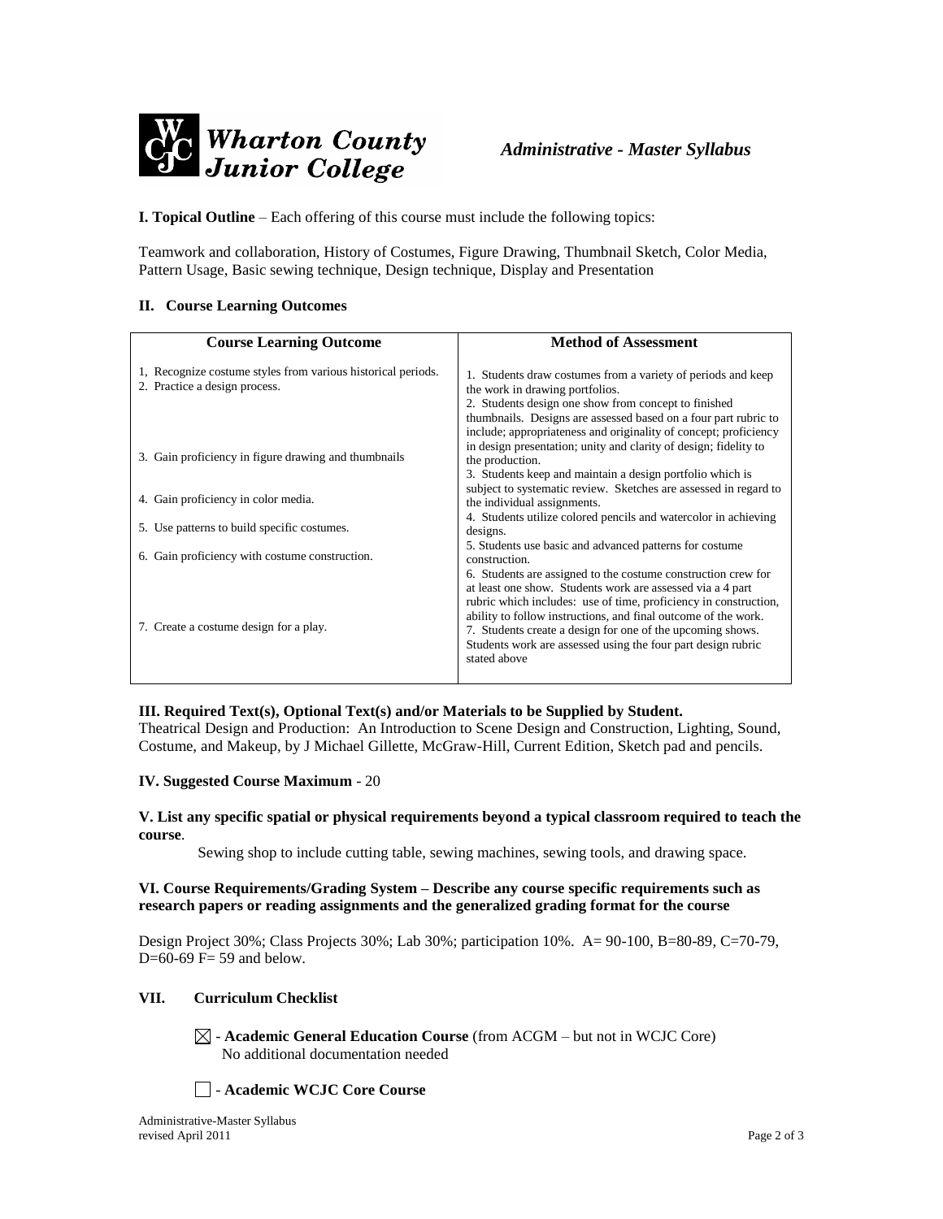**I. Topical Outline** – Each offering of this course must include the following topics:

Teamwork and collaboration, History of Costumes, Figure Drawing, Thumbnail Sketch, Color Media, Pattern Usage, Basic sewing technique, Design technique, Display and Presentation

**II. Course Learning Outcomes**

| Course Learning Outcome | Method of Assessment |
|---|---|
| 1, Recognize costume styles from various historical periods. | 1. Students draw costumes from a variety of periods and keep the work in drawing portfolios. |
| 2. Practice a design process. | 2. Students design one show from concept to finished thumbnails. Designs are assessed based on a four part rubric to include; appropriateness and originality of concept; proficiency in design presentation; unity and clarity of design; fidelity to the production. |
| 3. Gain proficiency in figure drawing and thumbnails | 3. Students keep and maintain a design portfolio which is subject to systematic review. Sketches are assessed in regard to the individual assignments. |
| 4. Gain proficiency in color media. | 4. Students utilize colored pencils and watercolor in achieving designs. |
| 5. Use patterns to build specific costumes. | 5. Students use basic and advanced patterns for costume construction. |
| 6. Gain proficiency with costume construction. | 6. Students are assigned to the costume construction crew for at least one show. Students work are assessed via a 4 part rubric which includes: use of time, proficiency in construction, ability to follow instructions, and final outcome of the work. |
| 7. Create a costume design for a play. | 7. Students create a design for one of the upcoming shows. Students work are assessed using the four part design rubric stated above |

**III. Required Text(s), Optional Text(s) and/or Materials to be Supplied by Student.**
Theatrical Design and Production: An Introduction to Scene Design and Construction, Lighting, Sound, Costume, and Makeup, by J Michael Gillette, McGraw-Hill, Current Edition, Sketch pad and pencils.

**IV. Suggested Course Maximum** - 20

**V. List any specific spatial or physical requirements beyond a typical classroom required to teach the course**.

Sewing shop to include cutting table, sewing machines, sewing tools, and drawing space.

**VI. Course Requirements/Grading System – Describe any course specific requirements such as research papers or reading assignments and the generalized grading format for the course**

Design Project 30%; Class Projects 30%; Lab 30%; participation 10%. A= 90-100, B=80-89, C=70-79, D=60-69 F= 59 and below.

**VII. Curriculum Checklist**

☒ - **Academic General Education Course** (from ACGM – but not in WCJC Core)
No additional documentation needed

☐ - **Academic WCJC Core Course**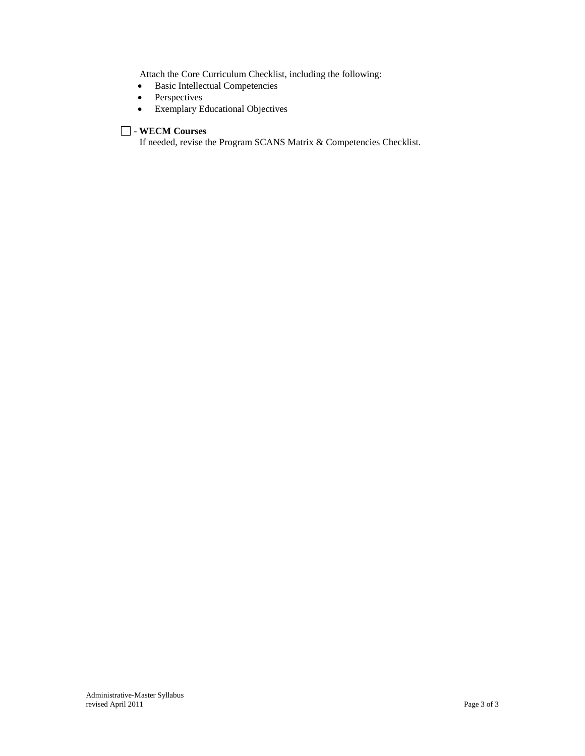Attach the Core Curriculum Checklist, including the following:

- Basic Intellectual Competencies
- Perspectives
- Exemplary Educational Objectives

☐ - **WECM Courses**

If needed, revise the Program SCANS Matrix & Competencies Checklist.